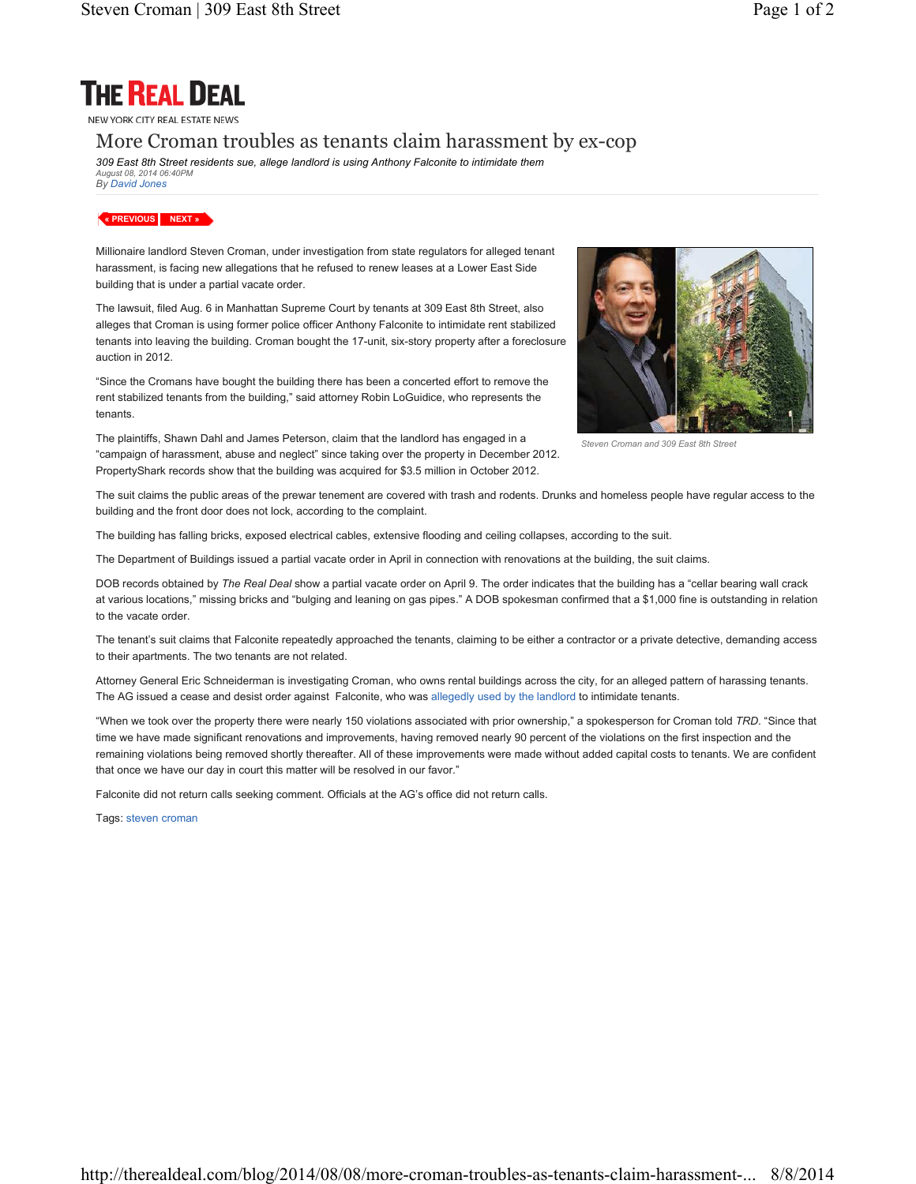**THE REAL DEAL**

NEW YORK CITY REAL ESTATE NEWS

# More Croman troubles as tenants claim harassment by ex-cop

*309 East 8th Street residents sue, allege landlord is using Anthony Falconite to intimidate them*

*August 08, 2014 06:40PM*

*By David Jones*

« PREVIOUS NEXT »

Millionaire landlord Steven Croman, under investigation from state regulators for alleged tenant harassment, is facing new allegations that he refused to renew leases at a Lower East Side building that is under a partial vacate order.

The lawsuit, filed Aug. 6 in Manhattan Supreme Court by tenants at 309 East 8th Street, also alleges that Croman is using former police officer Anthony Falconite to intimidate rent stabilized tenants into leaving the building. Croman bought the 17-unit, six-story property after a foreclosure auction in 2012.

"Since the Cromans have bought the building there has been a concerted effort to remove the rent stabilized tenants from the building," said attorney Robin LoGuidice, who represents the tenants.

The plaintiffs, Shawn Dahl and James Peterson, claim that the landlord has engaged in a "campaign of harassment, abuse and neglect" since taking over the property in December 2012. PropertyShark records show that the building was acquired for $3.5 million in October 2012.

*Steven Croman and 309 East 8th Street*

The suit claims the public areas of the prewar tenement are covered with trash and rodents. Drunks and homeless people have regular access to the building and the front door does not lock, according to the complaint.

The building has falling bricks, exposed electrical cables, extensive flooding and ceiling collapses, according to the suit.

The Department of Buildings issued a partial vacate order in April in connection with renovations at the building, the suit claims.

DOB records obtained by *The Real Deal* show a partial vacate order on April 9. The order indicates that the building has a "cellar bearing wall crack at various locations," missing bricks and "bulging and leaning on gas pipes." A DOB spokesman confirmed that a $1,000 fine is outstanding in relation to the vacate order.

The tenant's suit claims that Falconite repeatedly approached the tenants, claiming to be either a contractor or a private detective, demanding access to their apartments. The two tenants are not related.

Attorney General Eric Schneiderman is investigating Croman, who owns rental buildings across the city, for an alleged pattern of harassing tenants. The AG issued a cease and desist order against Falconite, who was allegedly used by the landlord to intimidate tenants.

"When we took over the property there were nearly 150 violations associated with prior ownership," a spokesperson for Croman told *TRD*. "Since that time we have made significant renovations and improvements, having removed nearly 90 percent of the violations on the first inspection and the remaining violations being removed shortly thereafter. All of these improvements were made without added capital costs to tenants. We are confident that once we have our day in court this matter will be resolved in our favor."

Falconite did not return calls seeking comment. Officials at the AG's office did not return calls.

Tags: steven croman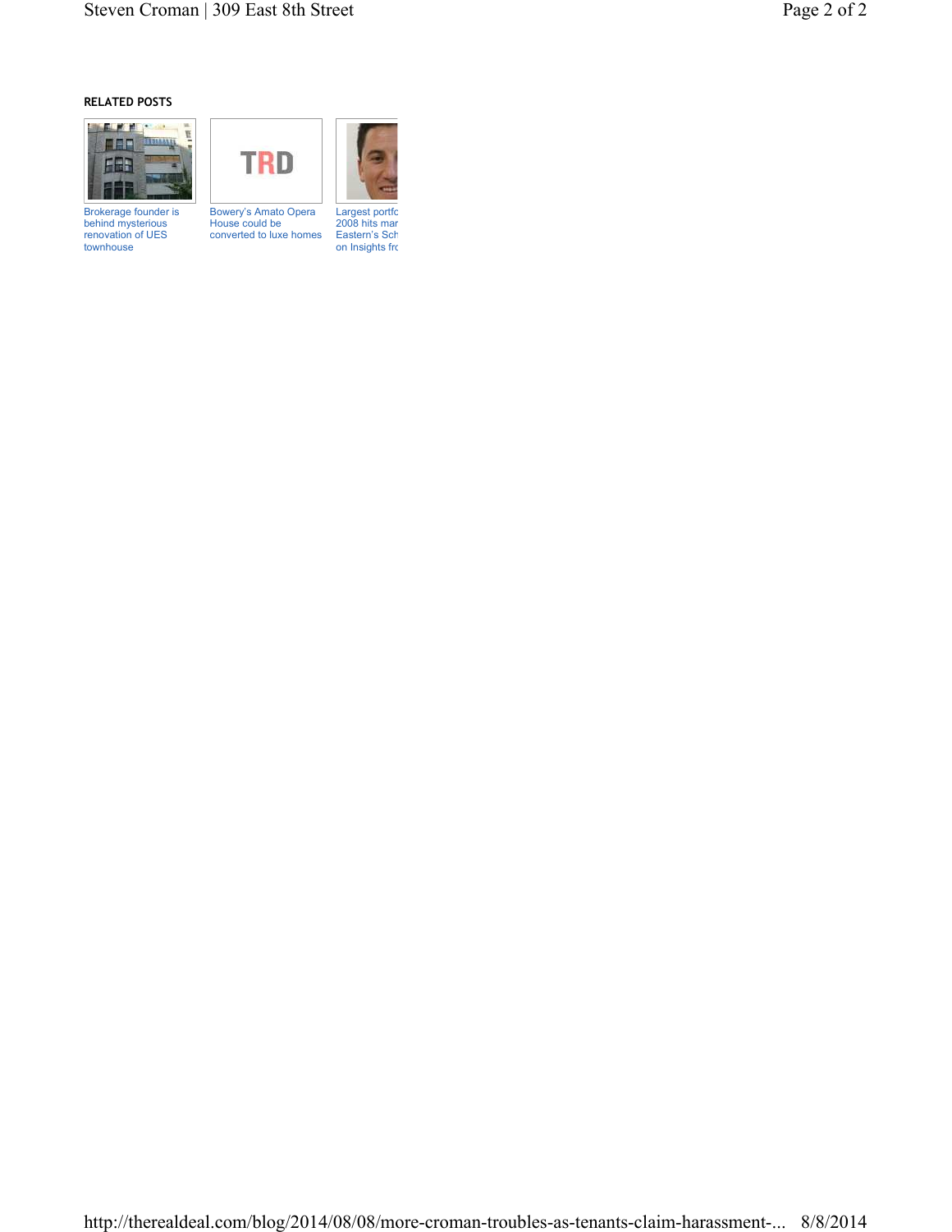**RELATED POSTS**

Brokerage founder is behind mysterious renovation of UES townhouse

Bowery's Amato Opera House could be converted to luxe homes

Largest portfo 2008 hits mar Eastern's Sch on Insights fro